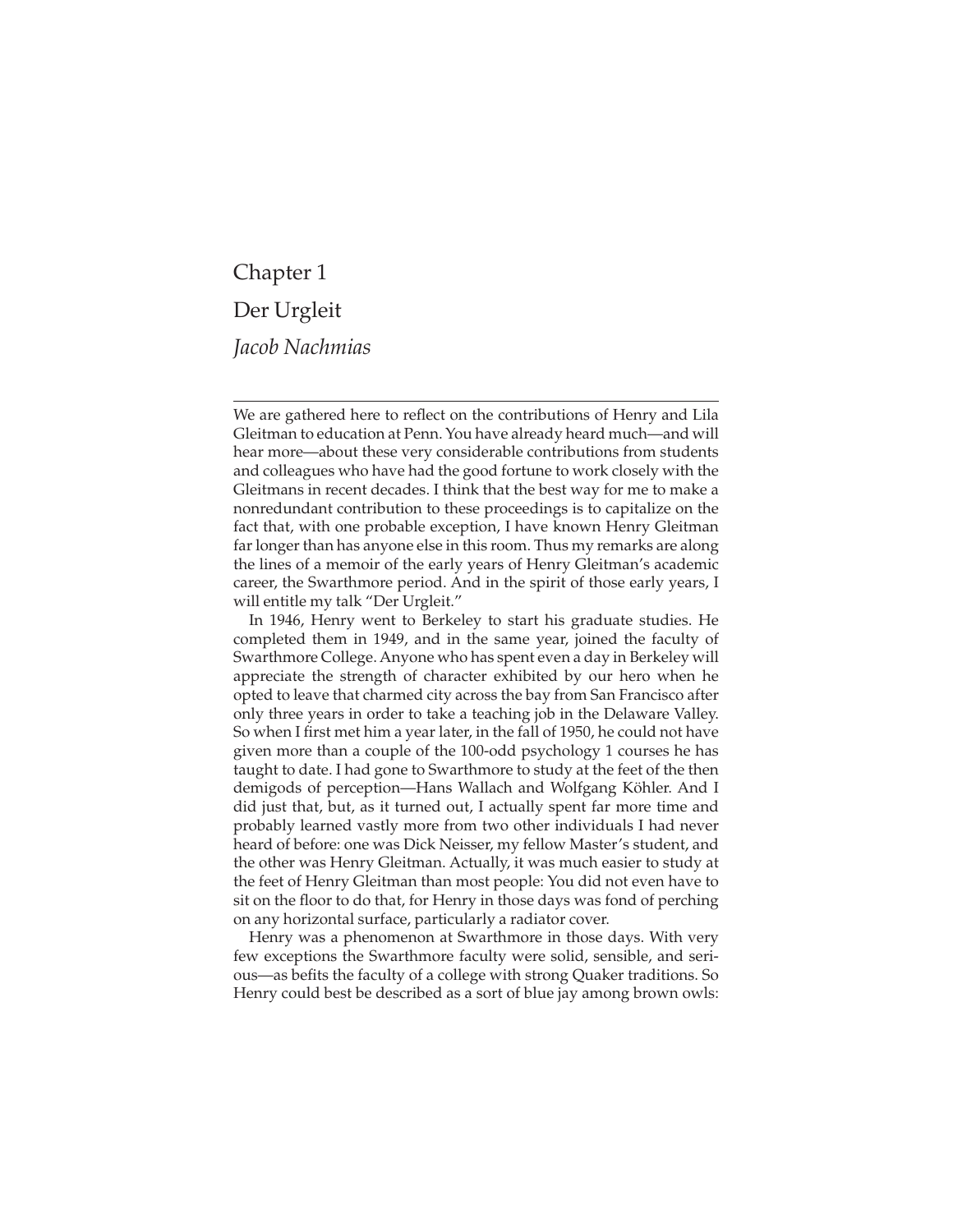# Chapter 1

# Der Urgleit

*Jacob Nachmias*

---

We are gathered here to reflect on the contributions of Henry and Lila Gleitman to education at Penn. You have already heard much—and will hear more—about these very considerable contributions from students and colleagues who have had the good fortune to work closely with the Gleitmans in recent decades. I think that the best way for me to make a nonredundant contribution to these proceedings is to capitalize on the fact that, with one probable exception, I have known Henry Gleitman far longer than has anyone else in this room. Thus my remarks are along the lines of a memoir of the early years of Henry Gleitman's academic career, the Swarthmore period. And in the spirit of those early years, I will entitle my talk "Der Urgleit."

In 1946, Henry went to Berkeley to start his graduate studies. He completed them in 1949, and in the same year, joined the faculty of Swarthmore College. Anyone who has spent even a day in Berkeley will appreciate the strength of character exhibited by our hero when he opted to leave that charmed city across the bay from San Francisco after only three years in order to take a teaching job in the Delaware Valley. So when I first met him a year later, in the fall of 1950, he could not have given more than a couple of the 100-odd psychology 1 courses he has taught to date. I had gone to Swarthmore to study at the feet of the then demigods of perception—Hans Wallach and Wolfgang Köhler. And I did just that, but, as it turned out, I actually spent far more time and probably learned vastly more from two other individuals I had never heard of before: one was Dick Neisser, my fellow Master's student, and the other was Henry Gleitman. Actually, it was much easier to study at the feet of Henry Gleitman than most people: You did not even have to sit on the floor to do that, for Henry in those days was fond of perching on any horizontal surface, particularly a radiator cover.

Henry was a phenomenon at Swarthmore in those days. With very few exceptions the Swarthmore faculty were solid, sensible, and serious—as befits the faculty of a college with strong Quaker traditions. So Henry could best be described as a sort of blue jay among brown owls: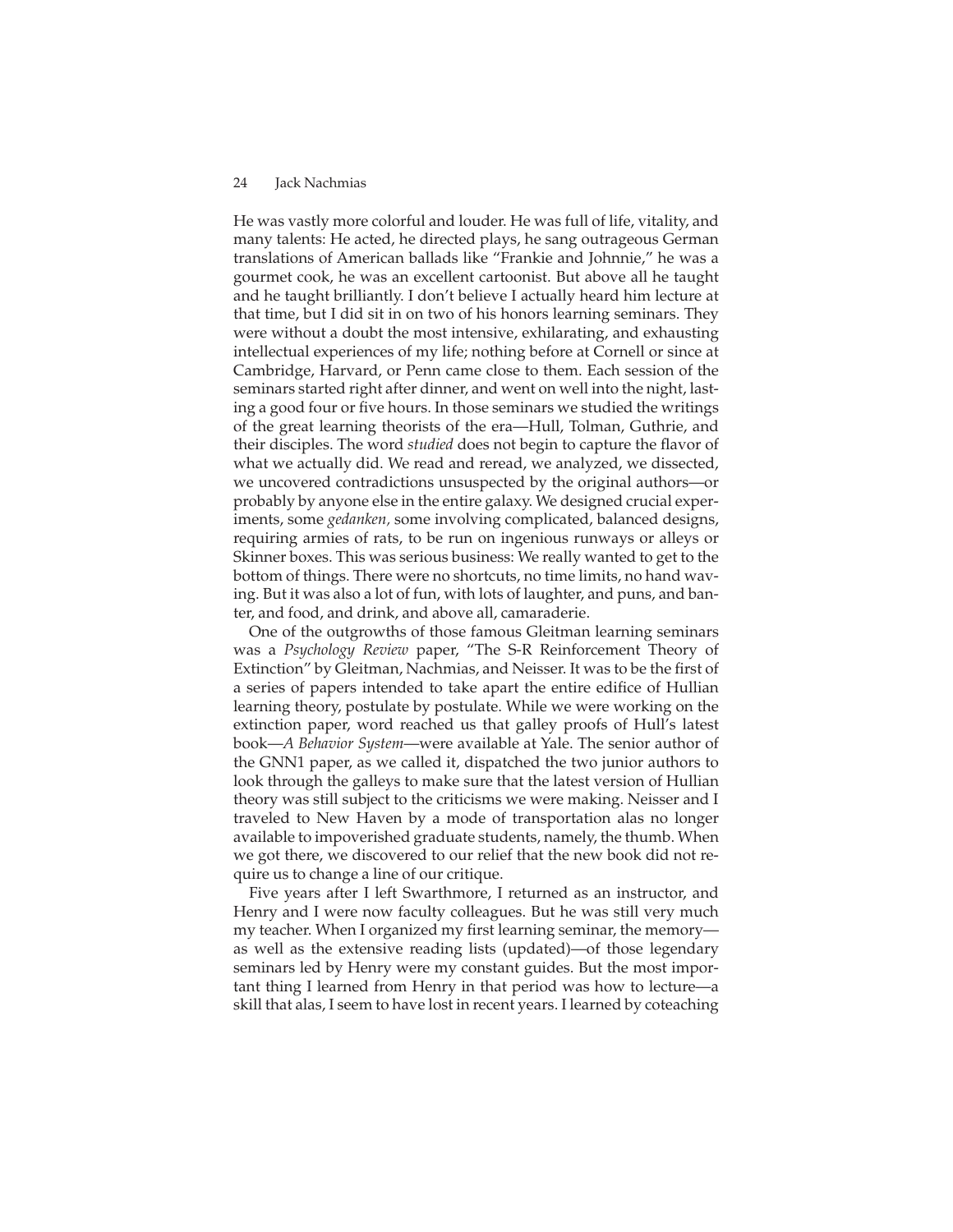He was vastly more colorful and louder. He was full of life, vitality, and many talents: He acted, he directed plays, he sang outrageous German translations of American ballads like "Frankie and Johnnie," he was a gourmet cook, he was an excellent cartoonist. But above all he taught and he taught brilliantly. I don't believe I actually heard him lecture at that time, but I did sit in on two of his honors learning seminars. They were without a doubt the most intensive, exhilarating, and exhausting intellectual experiences of my life; nothing before at Cornell or since at Cambridge, Harvard, or Penn came close to them. Each session of the seminars started right after dinner, and went on well into the night, lasting a good four or five hours. In those seminars we studied the writings of the great learning theorists of the era—Hull, Tolman, Guthrie, and their disciples. The word *studied* does not begin to capture the flavor of what we actually did. We read and reread, we analyzed, we dissected, we uncovered contradictions unsuspected by the original authors—or probably by anyone else in the entire galaxy. We designed crucial experiments, some *gedanken,* some involving complicated, balanced designs, requiring armies of rats, to be run on ingenious runways or alleys or Skinner boxes. This was serious business: We really wanted to get to the bottom of things. There were no shortcuts, no time limits, no hand waving. But it was also a lot of fun, with lots of laughter, and puns, and banter, and food, and drink, and above all, camaraderie.

One of the outgrowths of those famous Gleitman learning seminars was a *Psychology Review* paper, "The S-R Reinforcement Theory of Extinction" by Gleitman, Nachmias, and Neisser. It was to be the first of a series of papers intended to take apart the entire edifice of Hullian learning theory, postulate by postulate. While we were working on the extinction paper, word reached us that galley proofs of Hull's latest book—*A Behavior System*—were available at Yale. The senior author of the GNN1 paper, as we called it, dispatched the two junior authors to look through the galleys to make sure that the latest version of Hullian theory was still subject to the criticisms we were making. Neisser and I traveled to New Haven by a mode of transportation alas no longer available to impoverished graduate students, namely, the thumb. When we got there, we discovered to our relief that the new book did not require us to change a line of our critique.

Five years after I left Swarthmore, I returned as an instructor, and Henry and I were now faculty colleagues. But he was still very much my teacher. When I organized my first learning seminar, the memory—as well as the extensive reading lists (updated)—of those legendary seminars led by Henry were my constant guides. But the most important thing I learned from Henry in that period was how to lecture—a skill that alas, I seem to have lost in recent years. I learned by coteaching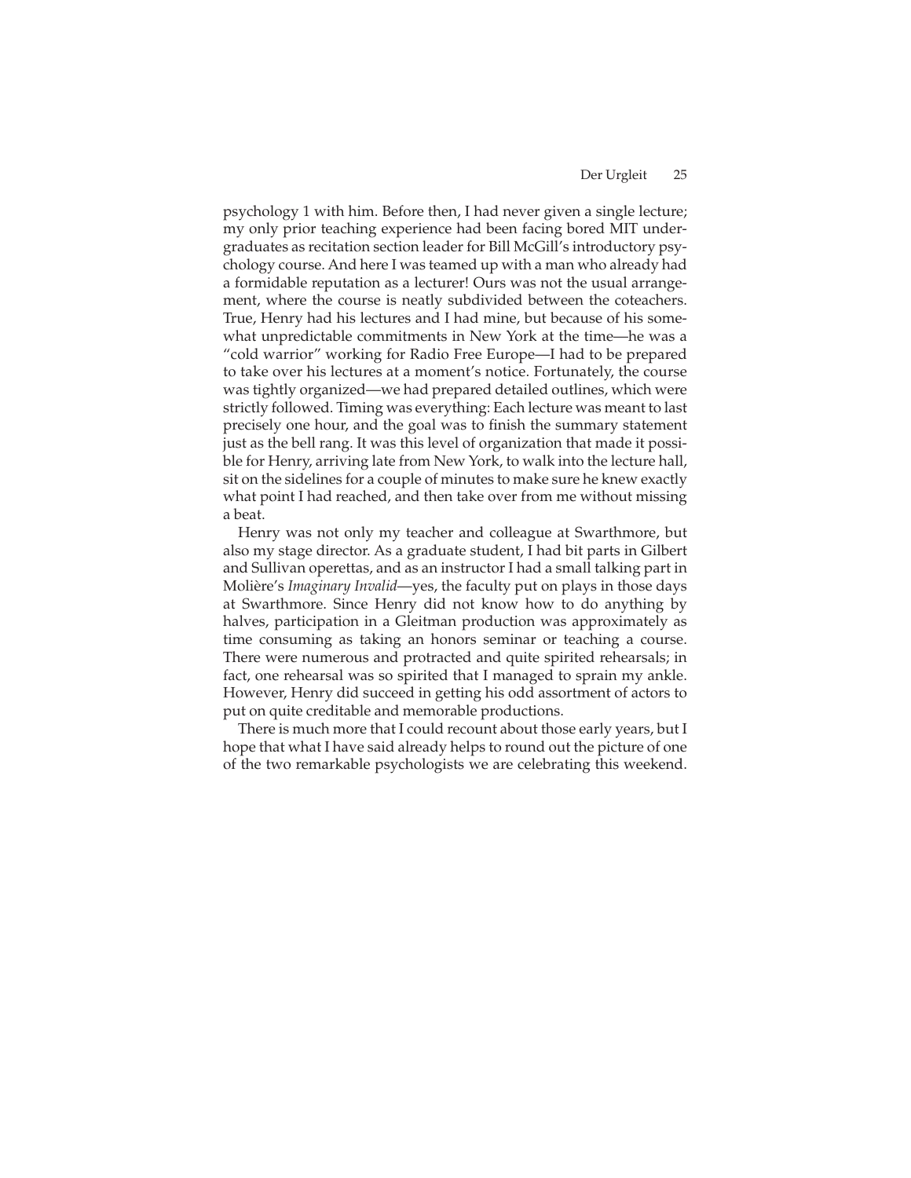psychology 1 with him. Before then, I had never given a single lecture; my only prior teaching experience had been facing bored MIT undergraduates as recitation section leader for Bill McGill's introductory psychology course. And here I was teamed up with a man who already had a formidable reputation as a lecturer! Ours was not the usual arrangement, where the course is neatly subdivided between the coteachers. True, Henry had his lectures and I had mine, but because of his somewhat unpredictable commitments in New York at the time—he was a "cold warrior" working for Radio Free Europe—I had to be prepared to take over his lectures at a moment's notice. Fortunately, the course was tightly organized—we had prepared detailed outlines, which were strictly followed. Timing was everything: Each lecture was meant to last precisely one hour, and the goal was to finish the summary statement just as the bell rang. It was this level of organization that made it possible for Henry, arriving late from New York, to walk into the lecture hall, sit on the sidelines for a couple of minutes to make sure he knew exactly what point I had reached, and then take over from me without missing a beat.

Henry was not only my teacher and colleague at Swarthmore, but also my stage director. As a graduate student, I had bit parts in Gilbert and Sullivan operettas, and as an instructor I had a small talking part in Molière's *Imaginary Invalid*—yes, the faculty put on plays in those days at Swarthmore. Since Henry did not know how to do anything by halves, participation in a Gleitman production was approximately as time consuming as taking an honors seminar or teaching a course. There were numerous and protracted and quite spirited rehearsals; in fact, one rehearsal was so spirited that I managed to sprain my ankle. However, Henry did succeed in getting his odd assortment of actors to put on quite creditable and memorable productions.

There is much more that I could recount about those early years, but I hope that what I have said already helps to round out the picture of one of the two remarkable psychologists we are celebrating this weekend.